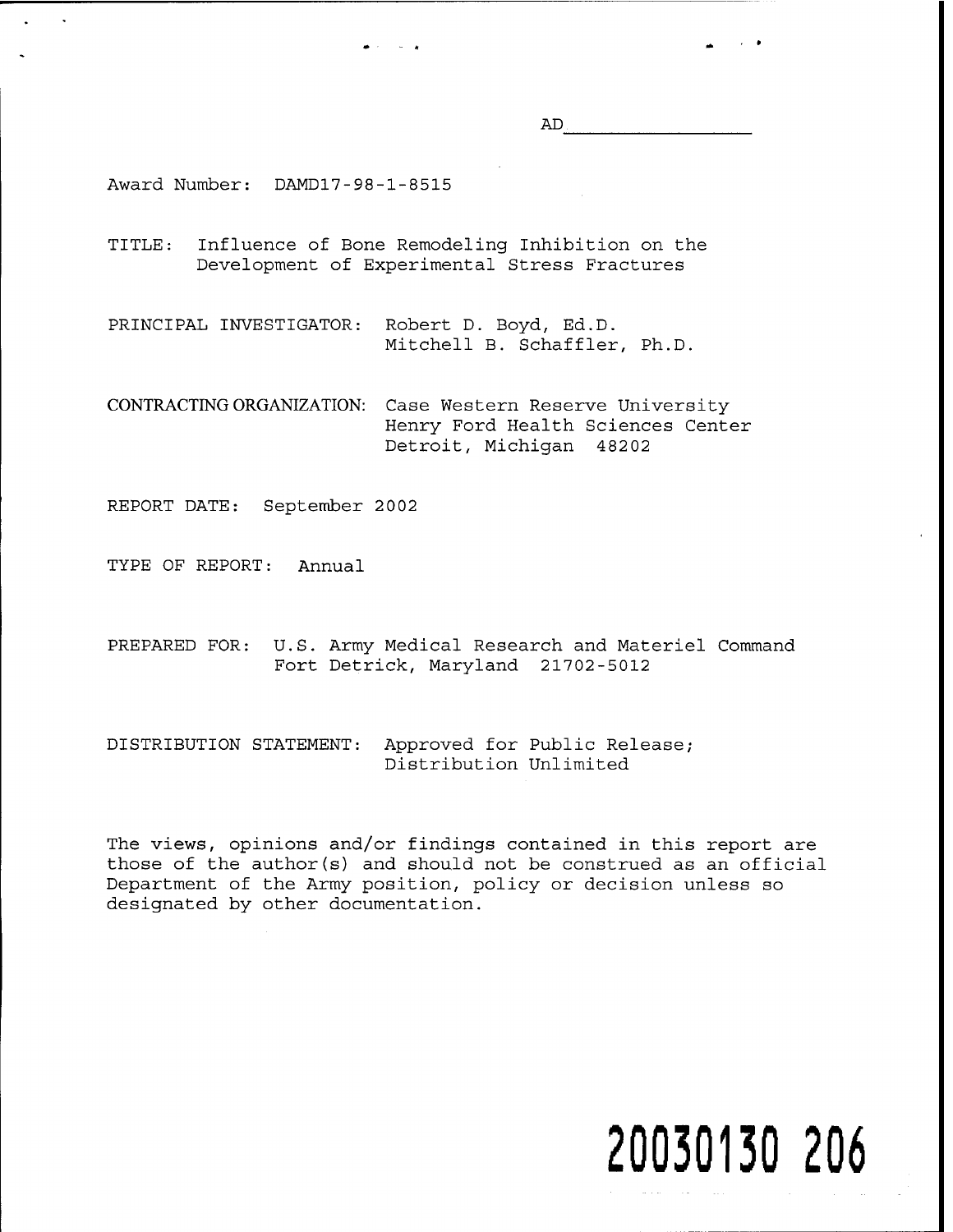AD________________

Award Number: DAMD17-98-1-8515

TITLE: Influence of Bone Remodeling Inhibition on the Development of Experimental Stress Fractures

PRINCIPAL INVESTIGATOR: Robert D. Boyd, Ed.D.
Mitchell B. Schaffler, Ph.D.

CONTRACTING ORGANIZATION: Case Western Reserve University
Henry Ford Health Sciences Center
Detroit, Michigan 48202

REPORT DATE: September 2002

TYPE OF REPORT: Annual

PREPARED FOR: U.S. Army Medical Research and Materiel Command
Fort Detrick, Maryland 21702-5012

DISTRIBUTION STATEMENT: Approved for Public Release;
Distribution Unlimited

The views, opinions and/or findings contained in this report are those of the author(s) and should not be construed as an official Department of the Army position, policy or decision unless so designated by other documentation.

20030130 206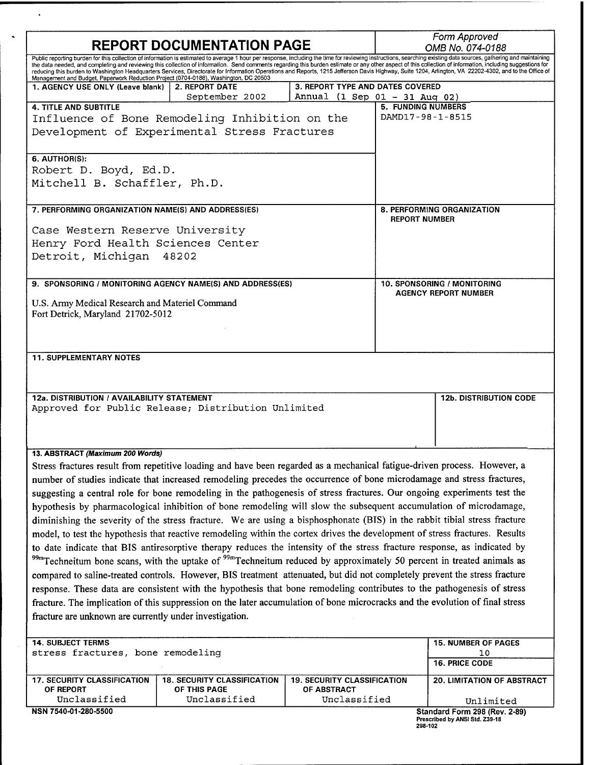# REPORT DOCUMENTATION PAGE

*Form Approved*
*OMB No. 074-0188*

Public reporting burden for this collection of information is estimated to average 1 hour per response, including the time for reviewing instructions, searching existing data sources, gathering and maintaining the data needed, and completing and reviewing this collection of information. Send comments regarding this burden estimate or any other aspect of this collection of information, including suggestions for reducing this burden to Washington Headquarters Services, Directorate for Information Operations and Reports, 1215 Jefferson Davis Highway, Suite 1204, Arlington, VA 22202-4302, and to the Office of Management and Budget, Paperwork Reduction Project (0704-0188), Washington, DC 20503

| 1. AGENCY USE ONLY (Leave blank) | 2. REPORT DATE | 3. REPORT TYPE AND DATES COVERED |
|---|---|---|
| | September 2002 | Annual (1 Sep 01 - 31 Aug 02) |

**4. TITLE AND SUBTITLE**
Influence of Bone Remodeling Inhibition on the Development of Experimental Stress Fractures

**5. FUNDING NUMBERS**
DAMD17-98-1-8515

**6. AUTHOR(S):**
Robert D. Boyd, Ed.D.
Mitchell B. Schaffler, Ph.D.

**7. PERFORMING ORGANIZATION NAME(S) AND ADDRESS(ES)**
Case Western Reserve University
Henry Ford Health Sciences Center
Detroit, Michigan 48202

**8. PERFORMING ORGANIZATION REPORT NUMBER**

**9. SPONSORING / MONITORING AGENCY NAME(S) AND ADDRESS(ES)**
U.S. Army Medical Research and Materiel Command
Fort Detrick, Maryland 21702-5012

**10. SPONSORING / MONITORING AGENCY REPORT NUMBER**

**11. SUPPLEMENTARY NOTES**

**12a. DISTRIBUTION / AVAILABILITY STATEMENT**
Approved for Public Release; Distribution Unlimited

**12b. DISTRIBUTION CODE**

**13. ABSTRACT *(Maximum 200 Words)***

Stress fractures result from repetitive loading and have been regarded as a mechanical fatigue-driven process. However, a number of studies indicate that increased remodeling precedes the occurrence of bone microdamage and stress fractures, suggesting a central role for bone remodeling in the pathogenesis of stress fractures. Our ongoing experiments test the hypothesis by pharmacological inhibition of bone remodeling will slow the subsequent accumulation of microdamage, diminishing the severity of the stress fracture. We are using a bisphosphonate (BIS) in the rabbit tibial stress fracture model, to test the hypothesis that reactive remodeling within the cortex drives the development of stress fractures. Results to date indicate that BIS antiresorptive therapy reduces the intensity of the stress fracture response, as indicated by $^{99m}$Techneitum bone scans, with the uptake of $^{99m}$Techneitum reduced by approximately 50 percent in treated animals as compared to saline-treated controls. However, BIS treatment attenuated, but did not completely prevent the stress fracture response. These data are consistent with the hypothesis that bone remodeling contributes to the pathogenesis of stress fracture. The implication of this suppression on the later accumulation of bone microcracks and the evolution of final stress fracture are unknown are currently under investigation.

| 14. SUBJECT TERMS | | | 15. NUMBER OF PAGES |
|---|---|---|---|
| stress fractures, bone remodeling | | | 10 |
| | | | 16. PRICE CODE |
| 17. SECURITY CLASSIFICATION OF REPORT | 18. SECURITY CLASSIFICATION OF THIS PAGE | 19. SECURITY CLASSIFICATION OF ABSTRACT | 20. LIMITATION OF ABSTRACT |
| Unclassified | Unclassified | Unclassified | Unlimited |

NSN 7540-01-280-5500

Standard Form 298 (Rev. 2-89)
Prescribed by ANSI Std. Z39-18
298-102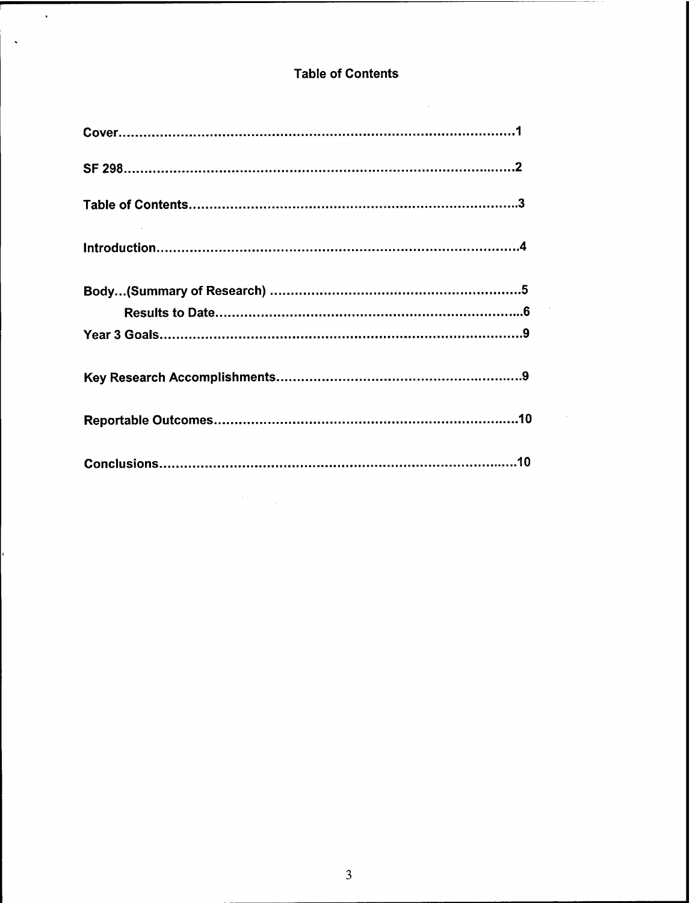# Table of Contents

**Cover**............................................................................................**1**

**SF 298**..........................................................................................**2**

**Table of Contents**.........................................................................**3**

**Introduction**...................................................................................**4**

**Body...(Summary of Research)** ....................................................**5**

  **Results to Date**.........................................................................**6**

**Year 3 Goals**...................................................................................**9**

**Key Research Accomplishments**..................................................**9**

**Reportable Outcomes**....................................................................**10**

**Conclusions**....................................................................................**10**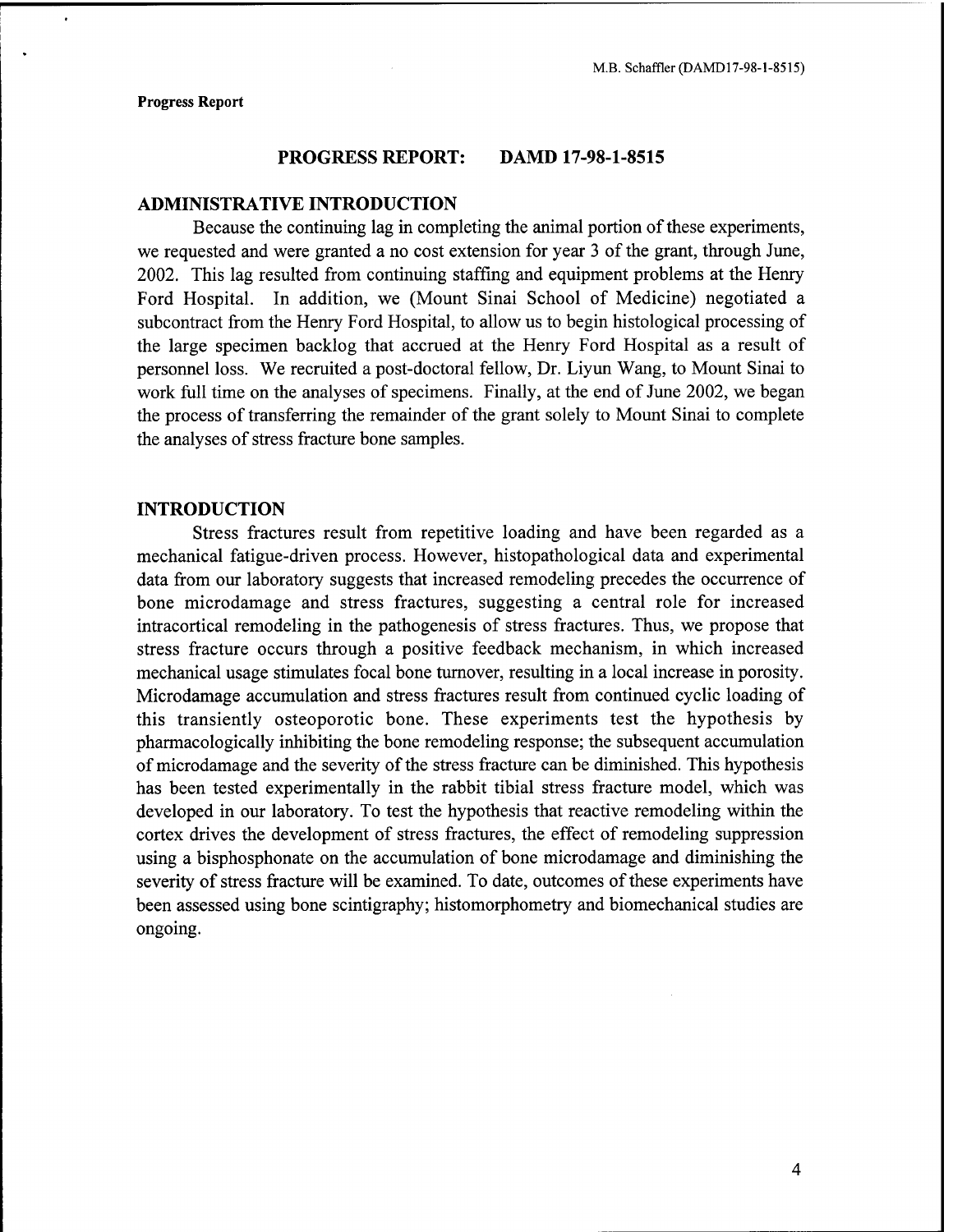**Progress Report**

## PROGRESS REPORT: DAMD 17-98-1-8515

### ADMINISTRATIVE INTRODUCTION

Because the continuing lag in completing the animal portion of these experiments, we requested and were granted a no cost extension for year 3 of the grant, through June, 2002. This lag resulted from continuing staffing and equipment problems at the Henry Ford Hospital. In addition, we (Mount Sinai School of Medicine) negotiated a subcontract from the Henry Ford Hospital, to allow us to begin histological processing of the large specimen backlog that accrued at the Henry Ford Hospital as a result of personnel loss. We recruited a post-doctoral fellow, Dr. Liyun Wang, to Mount Sinai to work full time on the analyses of specimens. Finally, at the end of June 2002, we began the process of transferring the remainder of the grant solely to Mount Sinai to complete the analyses of stress fracture bone samples.

### INTRODUCTION

Stress fractures result from repetitive loading and have been regarded as a mechanical fatigue-driven process. However, histopathological data and experimental data from our laboratory suggests that increased remodeling precedes the occurrence of bone microdamage and stress fractures, suggesting a central role for increased intracortical remodeling in the pathogenesis of stress fractures. Thus, we propose that stress fracture occurs through a positive feedback mechanism, in which increased mechanical usage stimulates focal bone turnover, resulting in a local increase in porosity. Microdamage accumulation and stress fractures result from continued cyclic loading of this transiently osteoporotic bone. These experiments test the hypothesis by pharmacologically inhibiting the bone remodeling response; the subsequent accumulation of microdamage and the severity of the stress fracture can be diminished. This hypothesis has been tested experimentally in the rabbit tibial stress fracture model, which was developed in our laboratory. To test the hypothesis that reactive remodeling within the cortex drives the development of stress fractures, the effect of remodeling suppression using a bisphosphonate on the accumulation of bone microdamage and diminishing the severity of stress fracture will be examined. To date, outcomes of these experiments have been assessed using bone scintigraphy; histomorphometry and biomechanical studies are ongoing.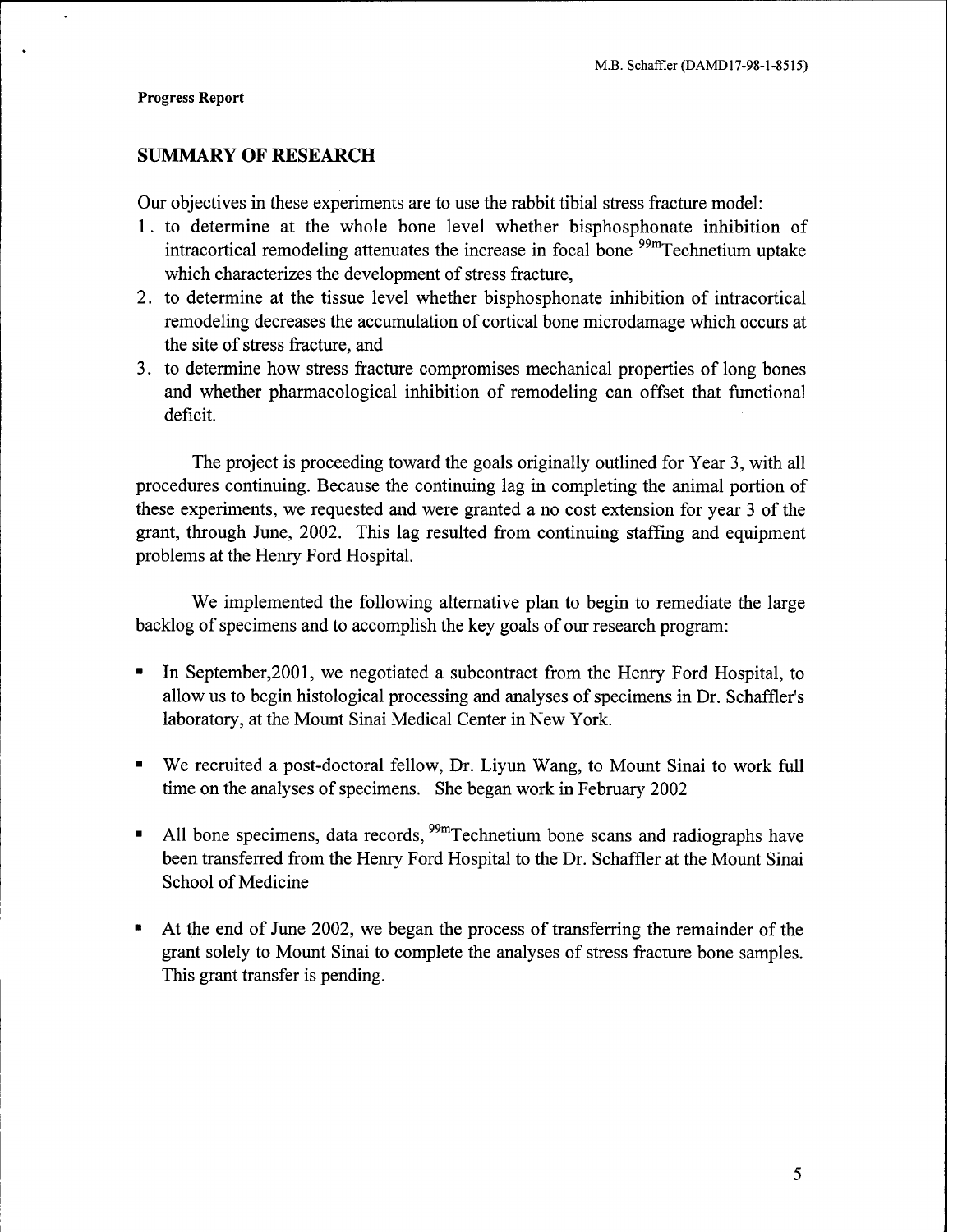**Progress Report**

## SUMMARY OF RESEARCH

Our objectives in these experiments are to use the rabbit tibial stress fracture model:

1. to determine at the whole bone level whether bisphosphonate inhibition of intracortical remodeling attenuates the increase in focal bone $^{99m}$Technetium uptake which characterizes the development of stress fracture,
2. to determine at the tissue level whether bisphosphonate inhibition of intracortical remodeling decreases the accumulation of cortical bone microdamage which occurs at the site of stress fracture, and
3. to determine how stress fracture compromises mechanical properties of long bones and whether pharmacological inhibition of remodeling can offset that functional deficit.

The project is proceeding toward the goals originally outlined for Year 3, with all procedures continuing. Because the continuing lag in completing the animal portion of these experiments, we requested and were granted a no cost extension for year 3 of the grant, through June, 2002. This lag resulted from continuing staffing and equipment problems at the Henry Ford Hospital.

We implemented the following alternative plan to begin to remediate the large backlog of specimens and to accomplish the key goals of our research program:

- In September,2001, we negotiated a subcontract from the Henry Ford Hospital, to allow us to begin histological processing and analyses of specimens in Dr. Schaffler's laboratory, at the Mount Sinai Medical Center in New York.
- We recruited a post-doctoral fellow, Dr. Liyun Wang, to Mount Sinai to work full time on the analyses of specimens. She began work in February 2002
- All bone specimens, data records, $^{99m}$Technetium bone scans and radiographs have been transferred from the Henry Ford Hospital to the Dr. Schaffler at the Mount Sinai School of Medicine
- At the end of June 2002, we began the process of transferring the remainder of the grant solely to Mount Sinai to complete the analyses of stress fracture bone samples. This grant transfer is pending.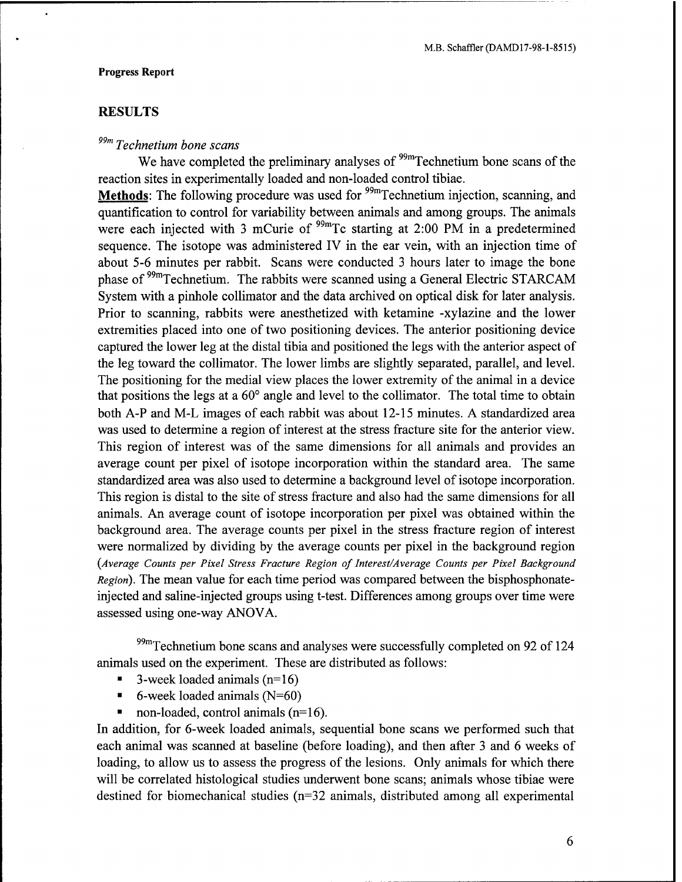**Progress Report**

## RESULTS

### *$^{99m}$ Technetium bone scans*

We have completed the preliminary analyses of $^{99m}$Technetium bone scans of the reaction sites in experimentally loaded and non-loaded control tibiae.

**Methods**: The following procedure was used for $^{99m}$Technetium injection, scanning, and quantification to control for variability between animals and among groups. The animals were each injected with 3 mCurie of $^{99m}$Tc starting at 2:00 PM in a predetermined sequence. The isotope was administered IV in the ear vein, with an injection time of about 5-6 minutes per rabbit. Scans were conducted 3 hours later to image the bone phase of $^{99m}$Technetium. The rabbits were scanned using a General Electric STARCAM System with a pinhole collimator and the data archived on optical disk for later analysis. Prior to scanning, rabbits were anesthetized with ketamine -xylazine and the lower extremities placed into one of two positioning devices. The anterior positioning device captured the lower leg at the distal tibia and positioned the legs with the anterior aspect of the leg toward the collimator. The lower limbs are slightly separated, parallel, and level. The positioning for the medial view places the lower extremity of the animal in a device that positions the legs at a 60° angle and level to the collimator. The total time to obtain both A-P and M-L images of each rabbit was about 12-15 minutes. A standardized area was used to determine a region of interest at the stress fracture site for the anterior view. This region of interest was of the same dimensions for all animals and provides an average count per pixel of isotope incorporation within the standard area. The same standardized area was also used to determine a background level of isotope incorporation. This region is distal to the site of stress fracture and also had the same dimensions for all animals. An average count of isotope incorporation per pixel was obtained within the background area. The average counts per pixel in the stress fracture region of interest were normalized by dividing by the average counts per pixel in the background region (*Average Counts per Pixel Stress Fracture Region of Interest/Average Counts per Pixel Background Region*). The mean value for each time period was compared between the bisphosphonate-injected and saline-injected groups using t-test. Differences among groups over time were assessed using one-way ANOVA.

$^{99m}$Technetium bone scans and analyses were successfully completed on 92 of 124 animals used on the experiment. These are distributed as follows:

- 3-week loaded animals (n=16)
- 6-week loaded animals (N=60)
- non-loaded, control animals (n=16).

In addition, for 6-week loaded animals, sequential bone scans we performed such that each animal was scanned at baseline (before loading), and then after 3 and 6 weeks of loading, to allow us to assess the progress of the lesions. Only animals for which there will be correlated histological studies underwent bone scans; animals whose tibiae were destined for biomechanical studies (n=32 animals, distributed among all experimental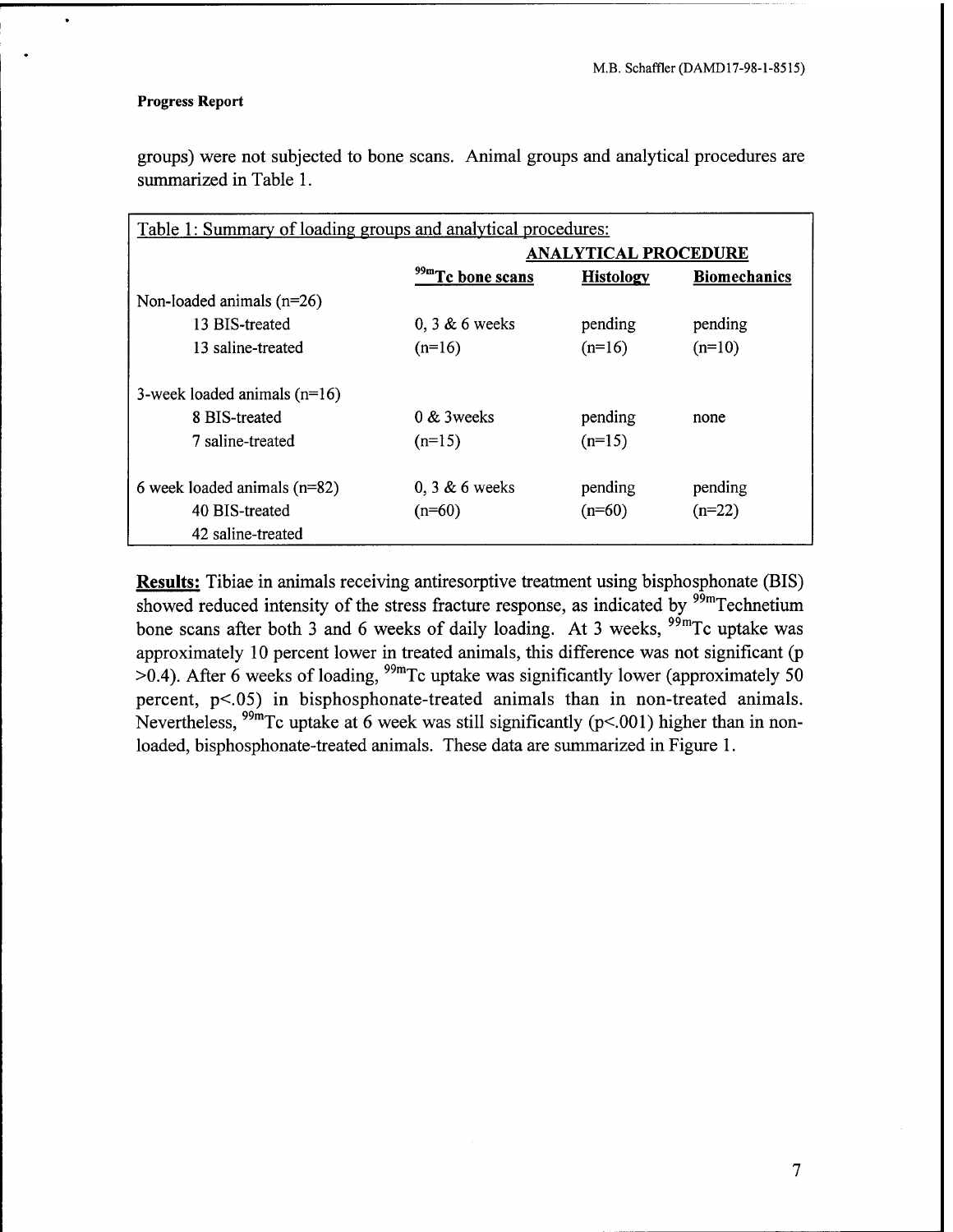**Progress Report**

groups) were not subjected to bone scans. Animal groups and analytical procedures are summarized in Table 1.

Table 1: Summary of loading groups and analytical procedures:

| | ANALYTICAL PROCEDURE | | |
|---|---|---|---|
| | $^{99m}$Tc bone scans | Histology | Biomechanics |
| Non-loaded animals (n=26) | | | |
| 13 BIS-treated | 0, 3 & 6 weeks | pending | pending |
| 13 saline-treated | (n=16) | (n=16) | (n=10) |
| 3-week loaded animals (n=16) | | | |
| 8 BIS-treated | 0 & 3weeks | pending | none |
| 7 saline-treated | (n=15) | (n=15) | |
| 6 week loaded animals (n=82) | 0, 3 & 6 weeks | pending | pending |
| 40 BIS-treated | (n=60) | (n=60) | (n=22) |
| 42 saline-treated | | | |

**Results:** Tibiae in animals receiving antiresorptive treatment using bisphosphonate (BIS) showed reduced intensity of the stress fracture response, as indicated by $^{99m}$Technetium bone scans after both 3 and 6 weeks of daily loading. At 3 weeks, $^{99m}$Tc uptake was approximately 10 percent lower in treated animals, this difference was not significant ($p > 0.4$). After 6 weeks of loading, $^{99m}$Tc uptake was significantly lower (approximately 50 percent, $p < .05$) in bisphosphonate-treated animals than in non-treated animals. Nevertheless, $^{99m}$Tc uptake at 6 week was still significantly ($p < .001$) higher than in non-loaded, bisphosphonate-treated animals. These data are summarized in Figure 1.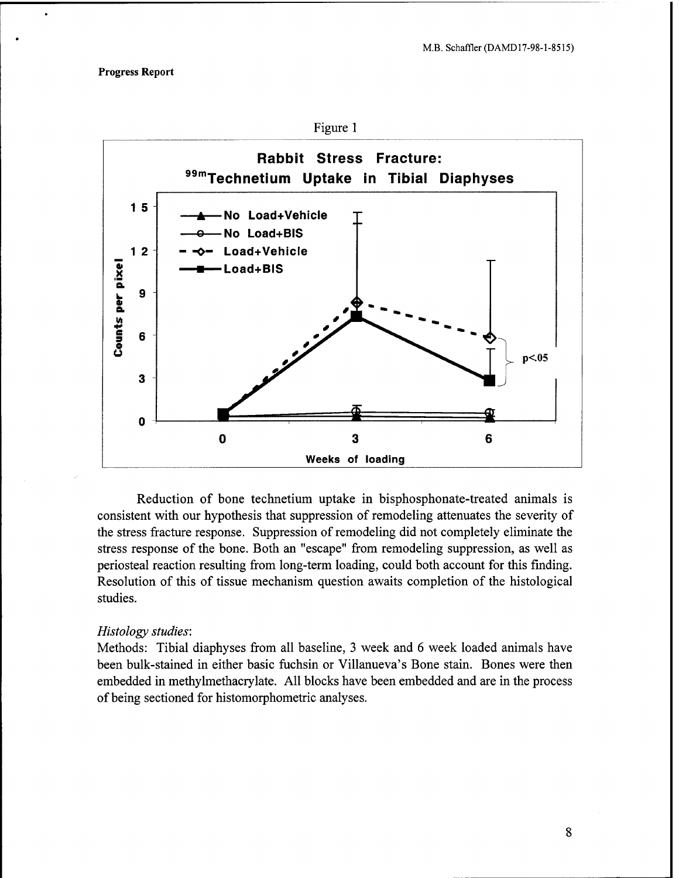**Progress Report**

Figure 1

Reduction of bone technetium uptake in bisphosphonate-treated animals is consistent with our hypothesis that suppression of remodeling attenuates the severity of the stress fracture response. Suppression of remodeling did not completely eliminate the stress response of the bone. Both an "escape" from remodeling suppression, as well as periosteal reaction resulting from long-term loading, could both account for this finding. Resolution of this of tissue mechanism question awaits completion of the histological studies.

*Histology studies*:

Methods: Tibial diaphyses from all baseline, 3 week and 6 week loaded animals have been bulk-stained in either basic fuchsin or Villanueva's Bone stain. Bones were then embedded in methylmethacrylate. All blocks have been embedded and are in the process of being sectioned for histomorphometric analyses.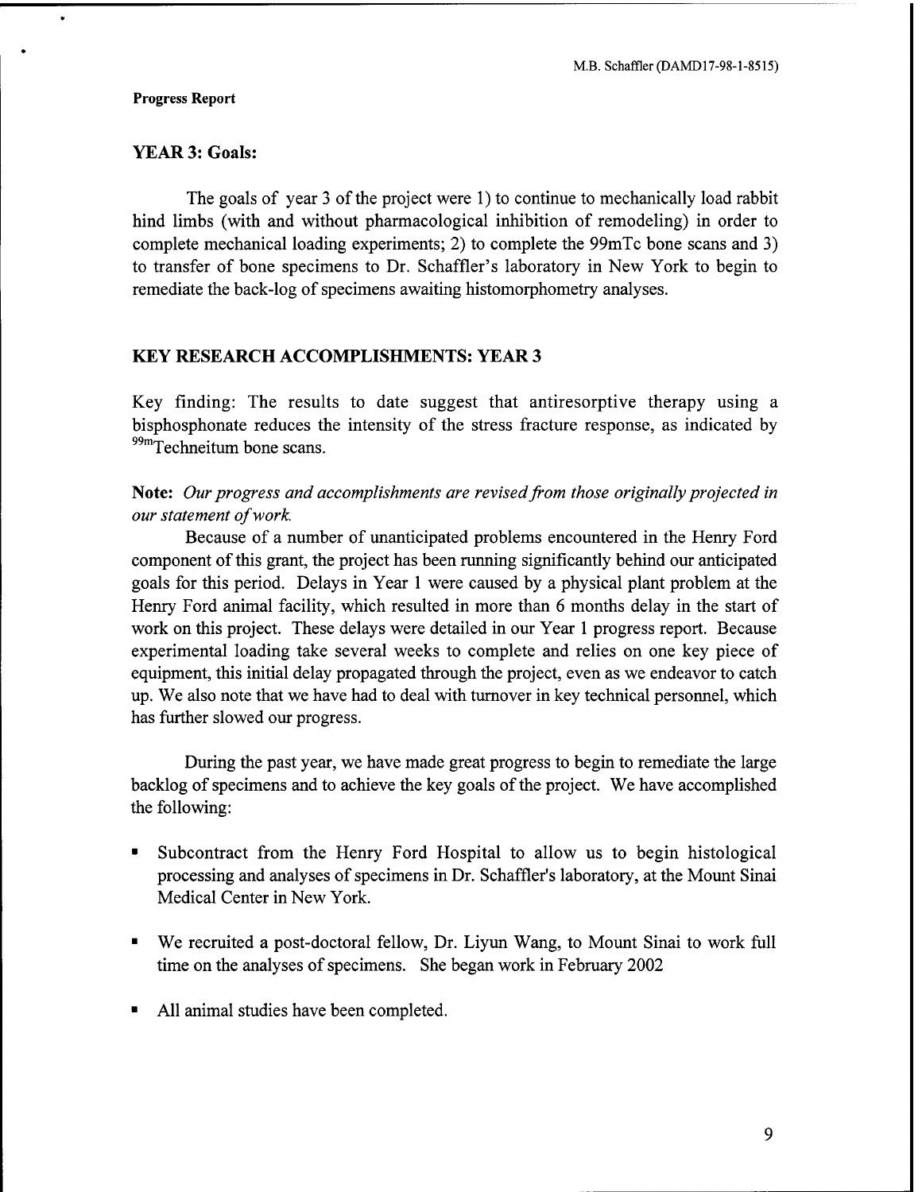**Progress Report**

## YEAR 3: Goals:

The goals of year 3 of the project were 1) to continue to mechanically load rabbit hind limbs (with and without pharmacological inhibition of remodeling) in order to complete mechanical loading experiments; 2) to complete the 99mTc bone scans and 3) to transfer of bone specimens to Dr. Schaffler's laboratory in New York to begin to remediate the back-log of specimens awaiting histomorphometry analyses.

## KEY RESEARCH ACCOMPLISHMENTS: YEAR 3

Key finding: The results to date suggest that antiresorptive therapy using a bisphosphonate reduces the intensity of the stress fracture response, as indicated by $^{99m}$Techneitum bone scans.

**Note:** *Our progress and accomplishments are revised from those originally projected in our statement of work.*

Because of a number of unanticipated problems encountered in the Henry Ford component of this grant, the project has been running significantly behind our anticipated goals for this period. Delays in Year 1 were caused by a physical plant problem at the Henry Ford animal facility, which resulted in more than 6 months delay in the start of work on this project. These delays were detailed in our Year 1 progress report. Because experimental loading take several weeks to complete and relies on one key piece of equipment, this initial delay propagated through the project, even as we endeavor to catch up. We also note that we have had to deal with turnover in key technical personnel, which has further slowed our progress.

During the past year, we have made great progress to begin to remediate the large backlog of specimens and to achieve the key goals of the project. We have accomplished the following:

- Subcontract from the Henry Ford Hospital to allow us to begin histological processing and analyses of specimens in Dr. Schaffler's laboratory, at the Mount Sinai Medical Center in New York.
- We recruited a post-doctoral fellow, Dr. Liyun Wang, to Mount Sinai to work full time on the analyses of specimens. She began work in February 2002
- All animal studies have been completed.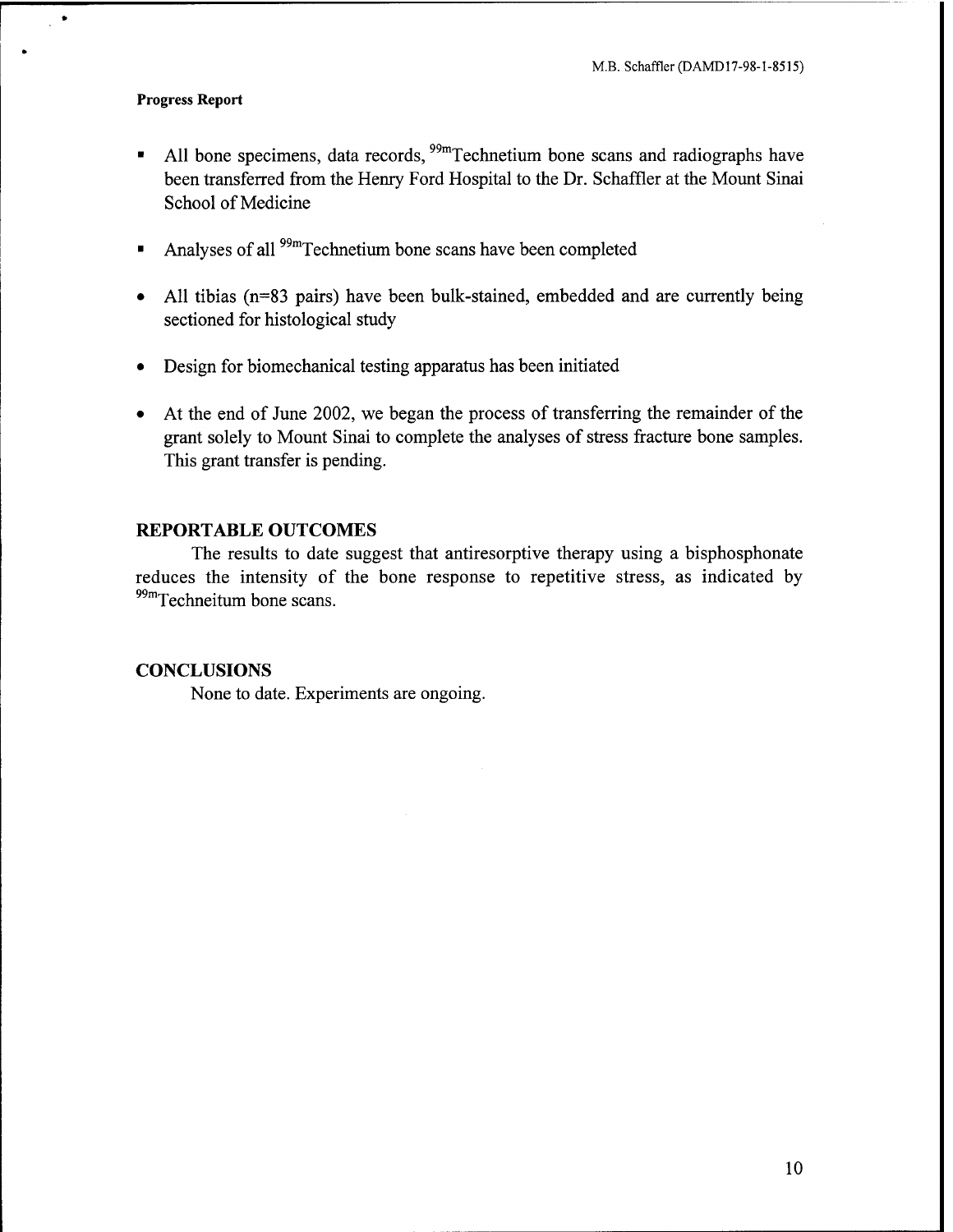**Progress Report**

- All bone specimens, data records, $^{99m}$Technetium bone scans and radiographs have been transferred from the Henry Ford Hospital to the Dr. Schaffler at the Mount Sinai School of Medicine

- Analyses of all $^{99m}$Technetium bone scans have been completed

- All tibias (n=83 pairs) have been bulk-stained, embedded and are currently being sectioned for histological study

- Design for biomechanical testing apparatus has been initiated

- At the end of June 2002, we began the process of transferring the remainder of the grant solely to Mount Sinai to complete the analyses of stress fracture bone samples. This grant transfer is pending.

## REPORTABLE OUTCOMES

The results to date suggest that antiresorptive therapy using a bisphosphonate reduces the intensity of the bone response to repetitive stress, as indicated by $^{99m}$Techneitum bone scans.

## CONCLUSIONS

None to date. Experiments are ongoing.